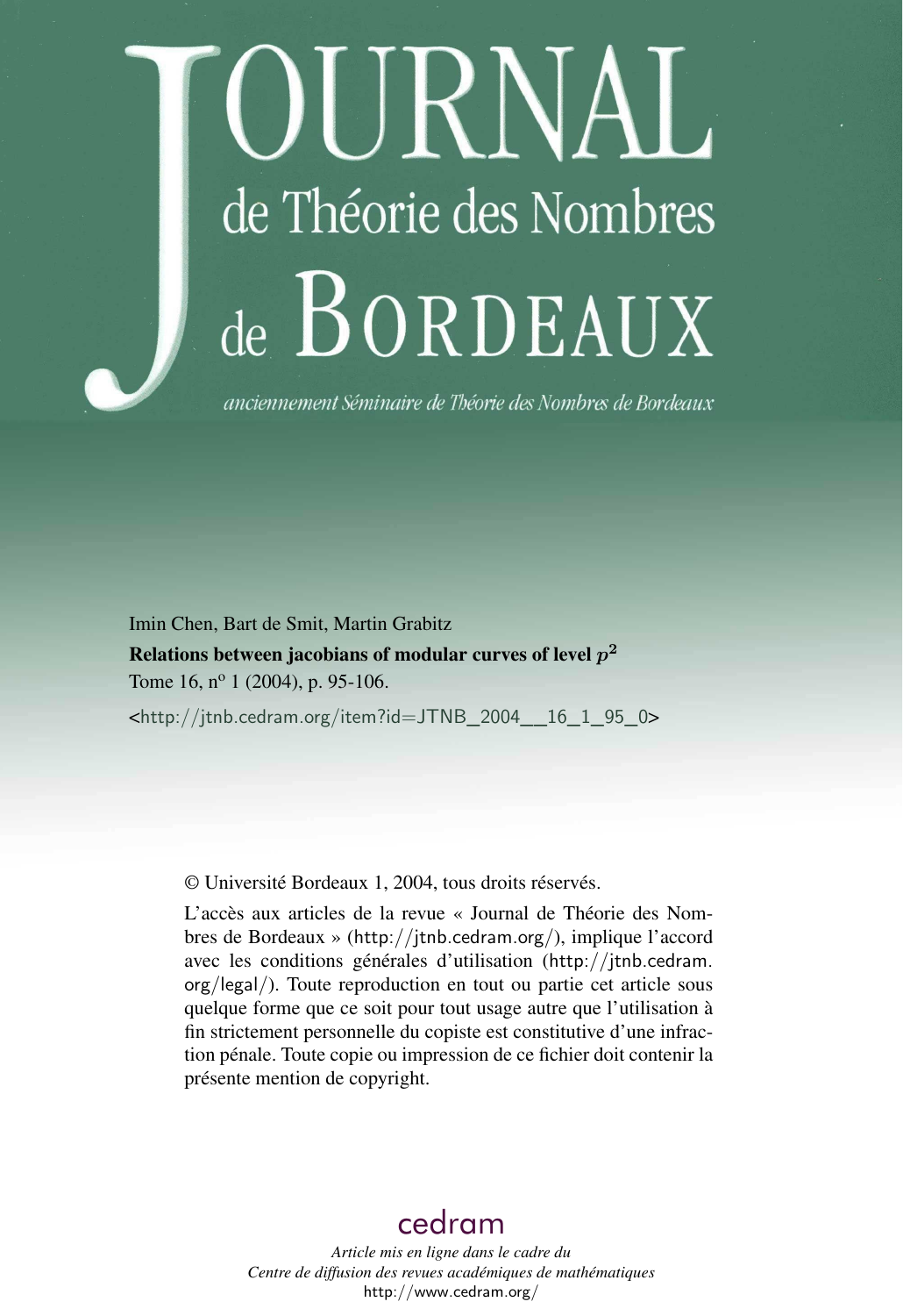# JOURNAL de Théorie des Nombres de BORDEAUX

*anciennement Séminaire de Théorie des Nombres de Bordeaux*

Imin Chen, Bart de Smit, Martin Grabitz

**Relations between jacobians of modular curves of level $p^2$**

Tome 16, n° 1 (2004), p. 95-106.

<http://jtnb.cedram.org/item?id=JTNB_2004__16_1_95_0>

© Université Bordeaux 1, 2004, tous droits réservés.

L'accès aux articles de la revue « Journal de Théorie des Nombres de Bordeaux » (http://jtnb.cedram.org/), implique l'accord avec les conditions générales d'utilisation (http://jtnb.cedram.org/legal/). Toute reproduction en tout ou partie cet article sous quelque forme que ce soit pour tout usage autre que l'utilisation à fin strictement personnelle du copiste est constitutive d'une infraction pénale. Toute copie ou impression de ce fichier doit contenir la présente mention de copyright.

cedram

*Article mis en ligne dans le cadre du Centre de diffusion des revues académiques de mathématiques*

http://www.cedram.org/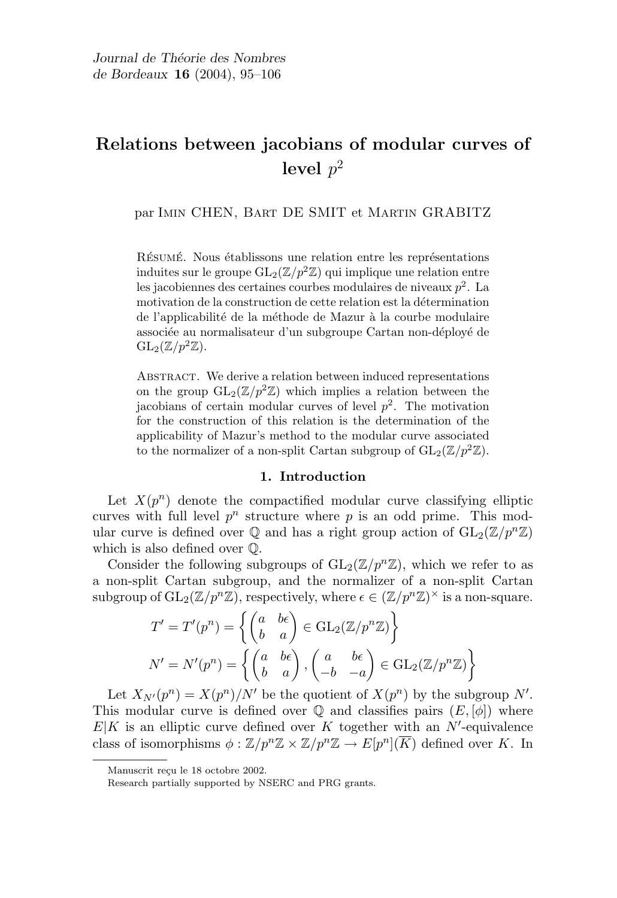# Relations between jacobians of modular curves of level $p^2$

par Imin CHEN, Bart DE SMIT et Martin GRABITZ

Résumé. Nous établissons une relation entre les représentations induites sur le groupe $\mathrm{GL}_2(\mathbb{Z}/p^2\mathbb{Z})$ qui implique une relation entre les jacobiennes des certaines courbes modulaires de niveaux $p^2$. La motivation de la construction de cette relation est la détermination de l'applicabilité de la méthode de Mazur à la courbe modulaire associée au normalisateur d'un subgroupe Cartan non-déployé de $\mathrm{GL}_2(\mathbb{Z}/p^2\mathbb{Z})$.

Abstract. We derive a relation between induced representations on the group $\mathrm{GL}_2(\mathbb{Z}/p^2\mathbb{Z})$ which implies a relation between the jacobians of certain modular curves of level $p^2$. The motivation for the construction of this relation is the determination of the applicability of Mazur's method to the modular curve associated to the normalizer of a non-split Cartan subgroup of $\mathrm{GL}_2(\mathbb{Z}/p^2\mathbb{Z})$.

## 1. Introduction

Let $X(p^n)$ denote the compactified modular curve classifying elliptic curves with full level $p^n$ structure where $p$ is an odd prime. This modular curve is defined over $\mathbb{Q}$ and has a right group action of $\mathrm{GL}_2(\mathbb{Z}/p^n\mathbb{Z})$ which is also defined over $\mathbb{Q}$.

Consider the following subgroups of $\mathrm{GL}_2(\mathbb{Z}/p^n\mathbb{Z})$, which we refer to as a non-split Cartan subgroup, and the normalizer of a non-split Cartan subgroup of $\mathrm{GL}_2(\mathbb{Z}/p^n\mathbb{Z})$, respectively, where $\epsilon \in (\mathbb{Z}/p^n\mathbb{Z})^\times$ is a non-square.

$$T' = T'(p^n) = \left\{ \begin{pmatrix} a & b\epsilon \\ b & a \end{pmatrix} \in \mathrm{GL}_2(\mathbb{Z}/p^n\mathbb{Z}) \right\}$$

$$N' = N'(p^n) = \left\{ \begin{pmatrix} a & b\epsilon \\ b & a \end{pmatrix}, \begin{pmatrix} a & b\epsilon \\ -b & -a \end{pmatrix} \in \mathrm{GL}_2(\mathbb{Z}/p^n\mathbb{Z}) \right\}$$

Let $X_{N'}(p^n) = X(p^n)/N'$ be the quotient of $X(p^n)$ by the subgroup $N'$. This modular curve is defined over $\mathbb{Q}$ and classifies pairs $(E, [\phi])$ where $E|K$ is an elliptic curve defined over $K$ together with an $N'$-equivalence class of isomorphisms $\phi : \mathbb{Z}/p^n\mathbb{Z} \times \mathbb{Z}/p^n\mathbb{Z} \to E[p^n](\overline{K})$ defined over $K$. In

Manuscrit reçu le 18 octobre 2002.

Research partially supported by NSERC and PRG grants.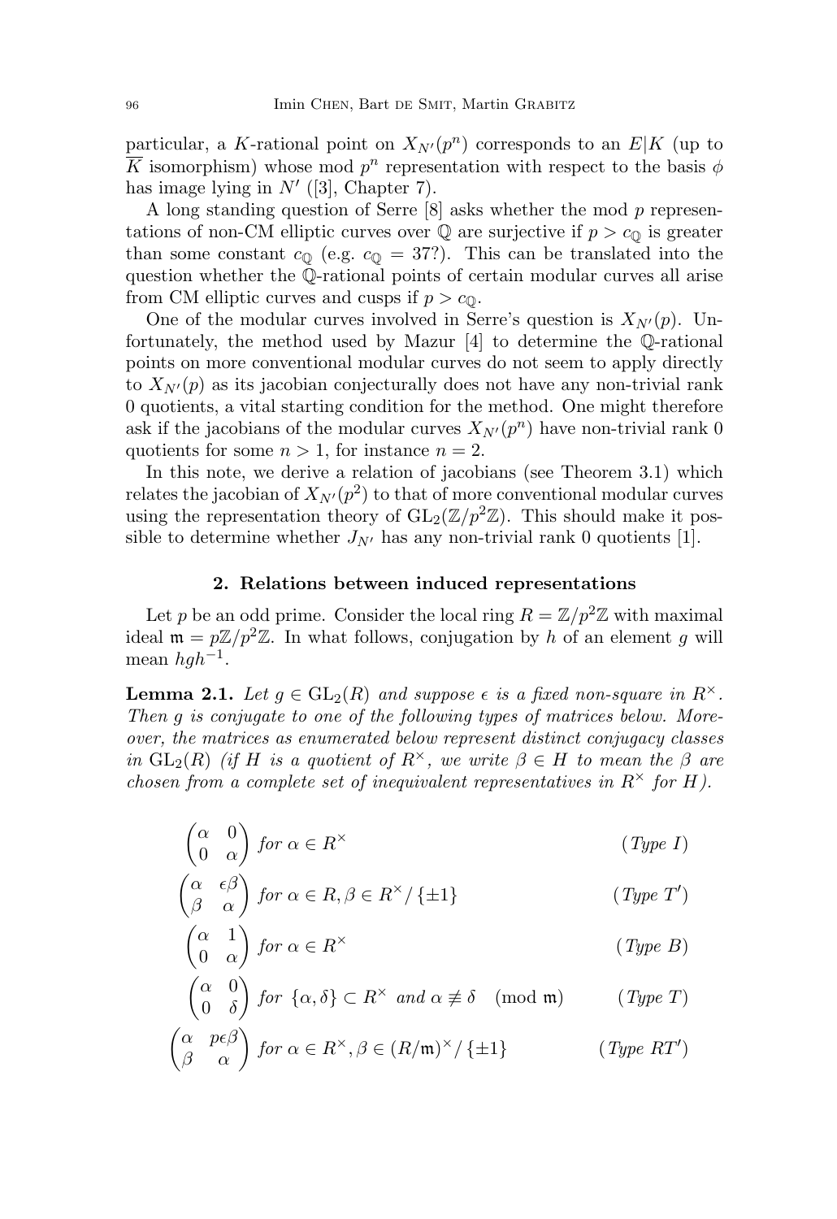particular, a $K$-rational point on $X_{N'}(p^n)$ corresponds to an $E|K$ (up to $\overline{K}$ isomorphism) whose mod $p^n$ representation with respect to the basis $\phi$ has image lying in $N'$ ([3], Chapter 7).

A long standing question of Serre [8] asks whether the mod $p$ representations of non-CM elliptic curves over $\mathbb{Q}$ are surjective if $p > c_{\mathbb{Q}}$ is greater than some constant $c_{\mathbb{Q}}$ (e.g. $c_{\mathbb{Q}} = 37$?). This can be translated into the question whether the $\mathbb{Q}$-rational points of certain modular curves all arise from CM elliptic curves and cusps if $p > c_{\mathbb{Q}}$.

One of the modular curves involved in Serre's question is $X_{N'}(p)$. Unfortunately, the method used by Mazur [4] to determine the $\mathbb{Q}$-rational points on more conventional modular curves do not seem to apply directly to $X_{N'}(p)$ as its jacobian conjecturally does not have any non-trivial rank 0 quotients, a vital starting condition for the method. One might therefore ask if the jacobians of the modular curves $X_{N'}(p^n)$ have non-trivial rank 0 quotients for some $n > 1$, for instance $n = 2$.

In this note, we derive a relation of jacobians (see Theorem 3.1) which relates the jacobian of $X_{N'}(p^2)$ to that of more conventional modular curves using the representation theory of $\mathrm{GL}_2(\mathbb{Z}/p^2\mathbb{Z})$. This should make it possible to determine whether $J_{N'}$ has any non-trivial rank 0 quotients [1].

## 2. Relations between induced representations

Let $p$ be an odd prime. Consider the local ring $R = \mathbb{Z}/p^2\mathbb{Z}$ with maximal ideal $\mathfrak{m} = p\mathbb{Z}/p^2\mathbb{Z}$. In what follows, conjugation by $h$ of an element $g$ will mean $hgh^{-1}$.

**Lemma 2.1.** *Let $g \in \mathrm{GL}_2(R)$ and suppose $\epsilon$ is a fixed non-square in $R^\times$. Then $g$ is conjugate to one of the following types of matrices below. Moreover, the matrices as enumerated below represent distinct conjugacy classes in $\mathrm{GL}_2(R)$ (if $H$ is a quotient of $R^\times$, we write $\beta \in H$ to mean the $\beta$ are chosen from a complete set of inequivalent representatives in $R^\times$ for $H$).*

$$\begin{pmatrix} \alpha & 0 \\ 0 & \alpha \end{pmatrix} \text{ for } \alpha \in R^\times \qquad (\textit{Type } I)$$

$$\begin{pmatrix} \alpha & \epsilon\beta \\ \beta & \alpha \end{pmatrix} \text{ for } \alpha \in R, \beta \in R^\times/\{\pm 1\} \qquad (\textit{Type } T')$$

$$\begin{pmatrix} \alpha & 1 \\ 0 & \alpha \end{pmatrix} \text{ for } \alpha \in R^\times \qquad (\textit{Type } B)$$

$$\begin{pmatrix} \alpha & 0 \\ 0 & \delta \end{pmatrix} \text{ for } \{\alpha, \delta\} \subset R^\times \text{ and } \alpha \not\equiv \delta \pmod{\mathfrak{m}} \qquad (\textit{Type } T)$$

$$\begin{pmatrix} \alpha & p\epsilon\beta \\ \beta & \alpha \end{pmatrix} \text{ for } \alpha \in R^\times, \beta \in (R/\mathfrak{m})^\times/\{\pm 1\} \qquad (\textit{Type } RT')$$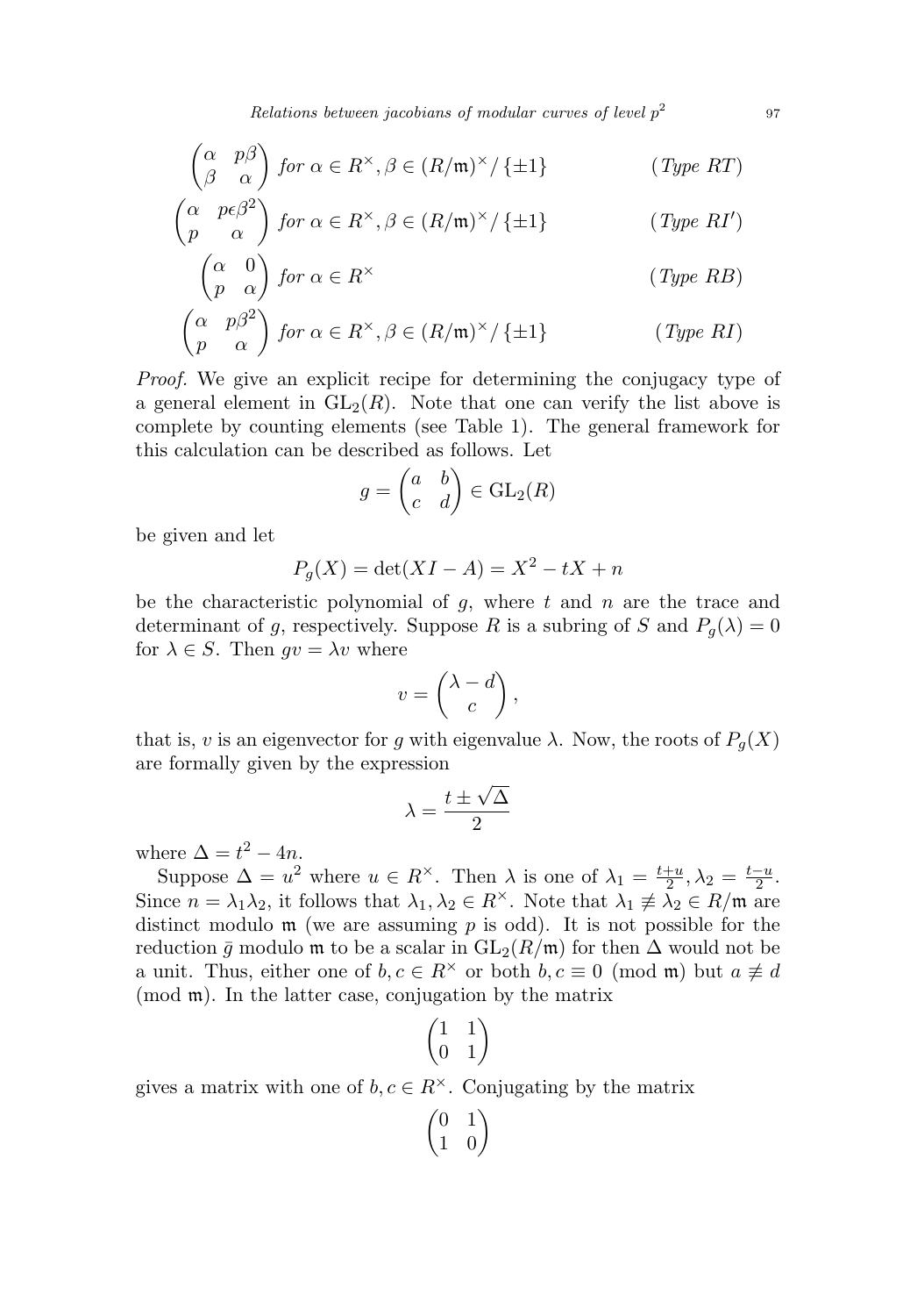$$\begin{pmatrix} \alpha & p\beta \\ \beta & \alpha \end{pmatrix} \text{ for } \alpha \in R^\times, \beta \in (R/\mathfrak{m})^\times/\{\pm 1\} \qquad (\textit{Type RT})$$

$$\begin{pmatrix} \alpha & p\epsilon\beta^2 \\ p & \alpha \end{pmatrix} \text{ for } \alpha \in R^\times, \beta \in (R/\mathfrak{m})^\times/\{\pm 1\} \qquad (\textit{Type RI}')$$

$$\begin{pmatrix} \alpha & 0 \\ p & \alpha \end{pmatrix} \text{ for } \alpha \in R^\times \qquad (\textit{Type RB})$$

$$\begin{pmatrix} \alpha & p\beta^2 \\ p & \alpha \end{pmatrix} \text{ for } \alpha \in R^\times, \beta \in (R/\mathfrak{m})^\times/\{\pm 1\} \qquad (\textit{Type RI})$$

*Proof.* We give an explicit recipe for determining the conjugacy type of a general element in $\mathrm{GL}_2(R)$. Note that one can verify the list above is complete by counting elements (see Table 1). The general framework for this calculation can be described as follows. Let

$$g = \begin{pmatrix} a & b \\ c & d \end{pmatrix} \in \mathrm{GL}_2(R)$$

be given and let

$$P_g(X) = \det(XI - A) = X^2 - tX + n$$

be the characteristic polynomial of $g$, where $t$ and $n$ are the trace and determinant of $g$, respectively. Suppose $R$ is a subring of $S$ and $P_g(\lambda) = 0$ for $\lambda \in S$. Then $gv = \lambda v$ where

$$v = \begin{pmatrix} \lambda - d \\ c \end{pmatrix},$$

that is, $v$ is an eigenvector for $g$ with eigenvalue $\lambda$. Now, the roots of $P_g(X)$ are formally given by the expression

$$\lambda = \frac{t \pm \sqrt{\Delta}}{2}$$

where $\Delta = t^2 - 4n$.

Suppose $\Delta = u^2$ where $u \in R^\times$. Then $\lambda$ is one of $\lambda_1 = \frac{t+u}{2}, \lambda_2 = \frac{t-u}{2}$. Since $n = \lambda_1\lambda_2$, it follows that $\lambda_1, \lambda_2 \in R^\times$. Note that $\lambda_1 \not\equiv \lambda_2 \in R/\mathfrak{m}$ are distinct modulo $\mathfrak{m}$ (we are assuming $p$ is odd). It is not possible for the reduction $\bar{g}$ modulo $\mathfrak{m}$ to be a scalar in $\mathrm{GL}_2(R/\mathfrak{m})$ for then $\Delta$ would not be a unit. Thus, either one of $b, c \in R^\times$ or both $b, c \equiv 0 \pmod{\mathfrak{m}}$ but $a \not\equiv d \pmod{\mathfrak{m}}$. In the latter case, conjugation by the matrix

$$\begin{pmatrix} 1 & 1 \\ 0 & 1 \end{pmatrix}$$

gives a matrix with one of $b, c \in R^\times$. Conjugating by the matrix

$$\begin{pmatrix} 0 & 1 \\ 1 & 0 \end{pmatrix}$$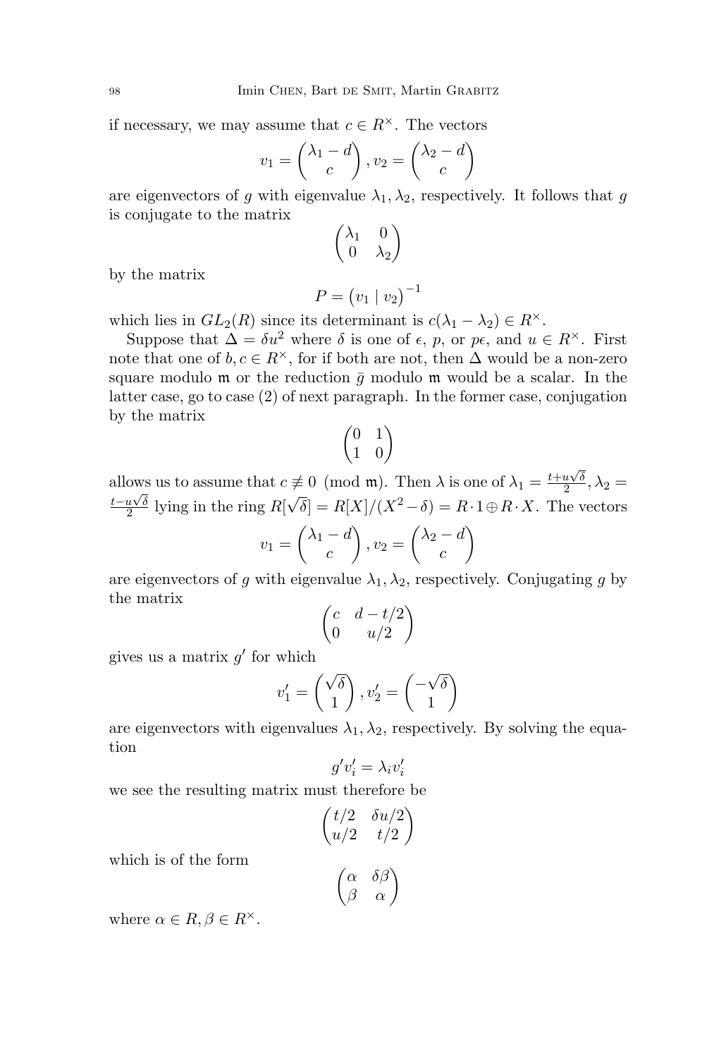if necessary, we may assume that $c \in R^\times$. The vectors

$$v_1 = \begin{pmatrix} \lambda_1 - d \\ c \end{pmatrix}, v_2 = \begin{pmatrix} \lambda_2 - d \\ c \end{pmatrix}$$

are eigenvectors of $g$ with eigenvalue $\lambda_1, \lambda_2$, respectively. It follows that $g$ is conjugate to the matrix

$$\begin{pmatrix} \lambda_1 & 0 \\ 0 & \lambda_2 \end{pmatrix}$$

by the matrix

$$P = \begin{pmatrix} v_1 \mid v_2 \end{pmatrix}^{-1}$$

which lies in $GL_2(R)$ since its determinant is $c(\lambda_1 - \lambda_2) \in R^\times$.

Suppose that $\Delta = \delta u^2$ where $\delta$ is one of $\epsilon$, $p$, or $p\epsilon$, and $u \in R^\times$. First note that one of $b, c \in R^\times$, for if both are not, then $\Delta$ would be a non-zero square modulo $\mathfrak{m}$ or the reduction $\bar{g}$ modulo $\mathfrak{m}$ would be a scalar. In the latter case, go to case (2) of next paragraph. In the former case, conjugation by the matrix

$$\begin{pmatrix} 0 & 1 \\ 1 & 0 \end{pmatrix}$$

allows us to assume that $c \not\equiv 0 \pmod{\mathfrak{m}}$. Then $\lambda$ is one of $\lambda_1 = \frac{t+u\sqrt{\delta}}{2}, \lambda_2 = \frac{t-u\sqrt{\delta}}{2}$ lying in the ring $R[\sqrt{\delta}] = R[X]/(X^2 - \delta) = R \cdot 1 \oplus R \cdot X$. The vectors

$$v_1 = \begin{pmatrix} \lambda_1 - d \\ c \end{pmatrix}, v_2 = \begin{pmatrix} \lambda_2 - d \\ c \end{pmatrix}$$

are eigenvectors of $g$ with eigenvalue $\lambda_1, \lambda_2$, respectively. Conjugating $g$ by the matrix

$$\begin{pmatrix} c & d - t/2 \\ 0 & u/2 \end{pmatrix}$$

gives us a matrix $g'$ for which

$$v_1' = \begin{pmatrix} \sqrt{\delta} \\ 1 \end{pmatrix}, v_2' = \begin{pmatrix} -\sqrt{\delta} \\ 1 \end{pmatrix}$$

are eigenvectors with eigenvalues $\lambda_1, \lambda_2$, respectively. By solving the equation

$$g' v_i' = \lambda_i v_i'$$

we see the resulting matrix must therefore be

$$\begin{pmatrix} t/2 & \delta u/2 \\ u/2 & t/2 \end{pmatrix}$$

which is of the form

$$\begin{pmatrix} \alpha & \delta\beta \\ \beta & \alpha \end{pmatrix}$$

where $\alpha \in R, \beta \in R^\times$.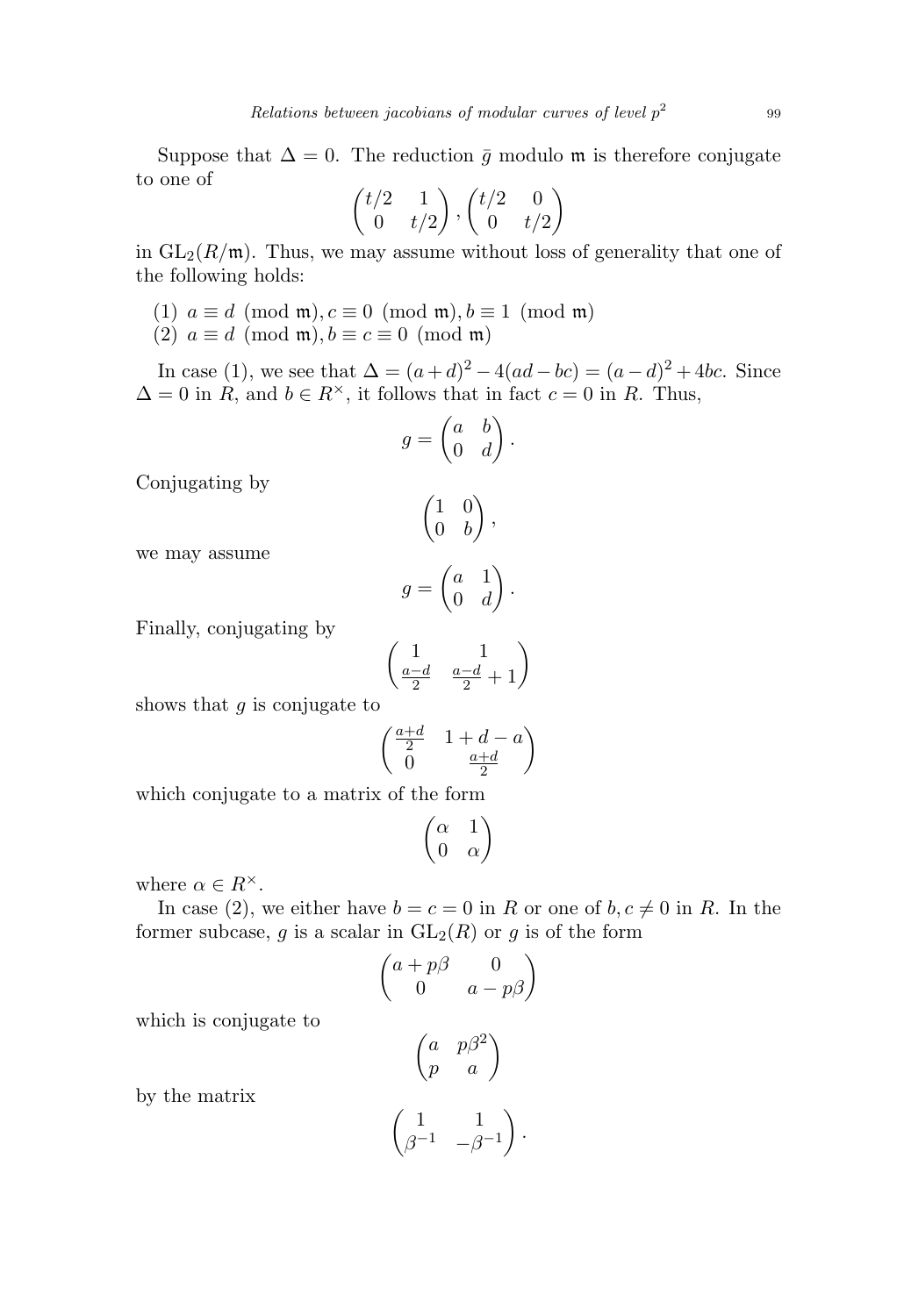Suppose that $\Delta = 0$. The reduction $\bar{g}$ modulo $\mathfrak{m}$ is therefore conjugate to one of

$$\begin{pmatrix} t/2 & 1 \\ 0 & t/2 \end{pmatrix}, \begin{pmatrix} t/2 & 0 \\ 0 & t/2 \end{pmatrix}$$

in $\mathrm{GL}_2(R/\mathfrak{m})$. Thus, we may assume without loss of generality that one of the following holds:

(1) $a \equiv d \pmod{\mathfrak{m}}, c \equiv 0 \pmod{\mathfrak{m}}, b \equiv 1 \pmod{\mathfrak{m}}$
(2) $a \equiv d \pmod{\mathfrak{m}}, b \equiv c \equiv 0 \pmod{\mathfrak{m}}$

In case (1), we see that $\Delta = (a+d)^2 - 4(ad - bc) = (a-d)^2 + 4bc$. Since $\Delta = 0$ in $R$, and $b \in R^\times$, it follows that in fact $c = 0$ in $R$. Thus,

$$g = \begin{pmatrix} a & b \\ 0 & d \end{pmatrix}.$$

Conjugating by

$$\begin{pmatrix} 1 & 0 \\ 0 & b \end{pmatrix},$$

we may assume

$$g = \begin{pmatrix} a & 1 \\ 0 & d \end{pmatrix}.$$

Finally, conjugating by

$$\begin{pmatrix} 1 & 1 \\ \frac{a-d}{2} & \frac{a-d}{2} + 1 \end{pmatrix}$$

shows that $g$ is conjugate to

$$\begin{pmatrix} \frac{a+d}{2} & 1 + d - a \\ 0 & \frac{a+d}{2} \end{pmatrix}$$

which conjugate to a matrix of the form

$$\begin{pmatrix} \alpha & 1 \\ 0 & \alpha \end{pmatrix}$$

where $\alpha \in R^\times$.

In case (2), we either have $b = c = 0$ in $R$ or one of $b, c \neq 0$ in $R$. In the former subcase, $g$ is a scalar in $\mathrm{GL}_2(R)$ or $g$ is of the form

$$\begin{pmatrix} a + p\beta & 0 \\ 0 & a - p\beta \end{pmatrix}$$

which is conjugate to

$$\begin{pmatrix} a & p\beta^2 \\ p & a \end{pmatrix}$$

by the matrix

$$\begin{pmatrix} 1 & 1 \\ \beta^{-1} & -\beta^{-1} \end{pmatrix}.$$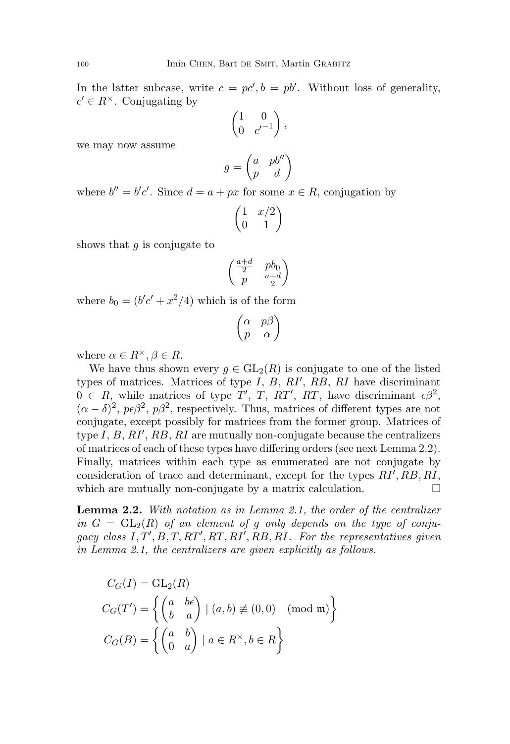In the latter subcase, write $c = pc', b = pb'$. Without loss of generality, $c' \in R^\times$. Conjugating by

$$\begin{pmatrix} 1 & 0 \\ 0 & c'^{-1} \end{pmatrix},$$

we may now assume

$$g = \begin{pmatrix} a & pb'' \\ p & d \end{pmatrix}$$

where $b'' = b'c'$. Since $d = a + px$ for some $x \in R$, conjugation by

$$\begin{pmatrix} 1 & x/2 \\ 0 & 1 \end{pmatrix}$$

shows that $g$ is conjugate to

$$\begin{pmatrix} \frac{a+d}{2} & pb_0 \\ p & \frac{a+d}{2} \end{pmatrix}$$

where $b_0 = (b'c' + x^2/4)$ which is of the form

$$\begin{pmatrix} \alpha & p\beta \\ p & \alpha \end{pmatrix}$$

where $\alpha \in R^\times, \beta \in R$.

We have thus shown every $g \in \mathrm{GL}_2(R)$ is conjugate to one of the listed types of matrices. Matrices of type $I$, $B$, $RI'$, $RB$, $RI$ have discriminant $0 \in R$, while matrices of type $T'$, $T$, $RT'$, $RT$, have discriminant $\epsilon\beta^2$, $(\alpha - \delta)^2$, $p\epsilon\beta^2$, $p\beta^2$, respectively. Thus, matrices of different types are not conjugate, except possibly for matrices from the former group. Matrices of type $I$, $B$, $RI'$, $RB$, $RI$ are mutually non-conjugate because the centralizers of matrices of each of these types have differing orders (see next Lemma 2.2). Finally, matrices within each type as enumerated are not conjugate by consideration of trace and determinant, except for the types $RI'$, $RB$, $RI$, which are mutually non-conjugate by a matrix calculation. □

**Lemma 2.2.** *With notation as in Lemma 2.1, the order of the centralizer in $G = \mathrm{GL}_2(R)$ of an element of $g$ only depends on the type of conjugacy class $I, T', B, T, RT', RT, RI', RB, RI$. For the representatives given in Lemma 2.1, the centralizers are given explicitly as follows.*

$$C_G(I) = \mathrm{GL}_2(R)$$

$$C_G(T') = \left\{ \begin{pmatrix} a & b\epsilon \\ b & a \end{pmatrix} \mid (a, b) \not\equiv (0, 0) \pmod{\mathfrak{m}} \right\}$$

$$C_G(B) = \left\{ \begin{pmatrix} a & b \\ 0 & a \end{pmatrix} \mid a \in R^\times, b \in R \right\}$$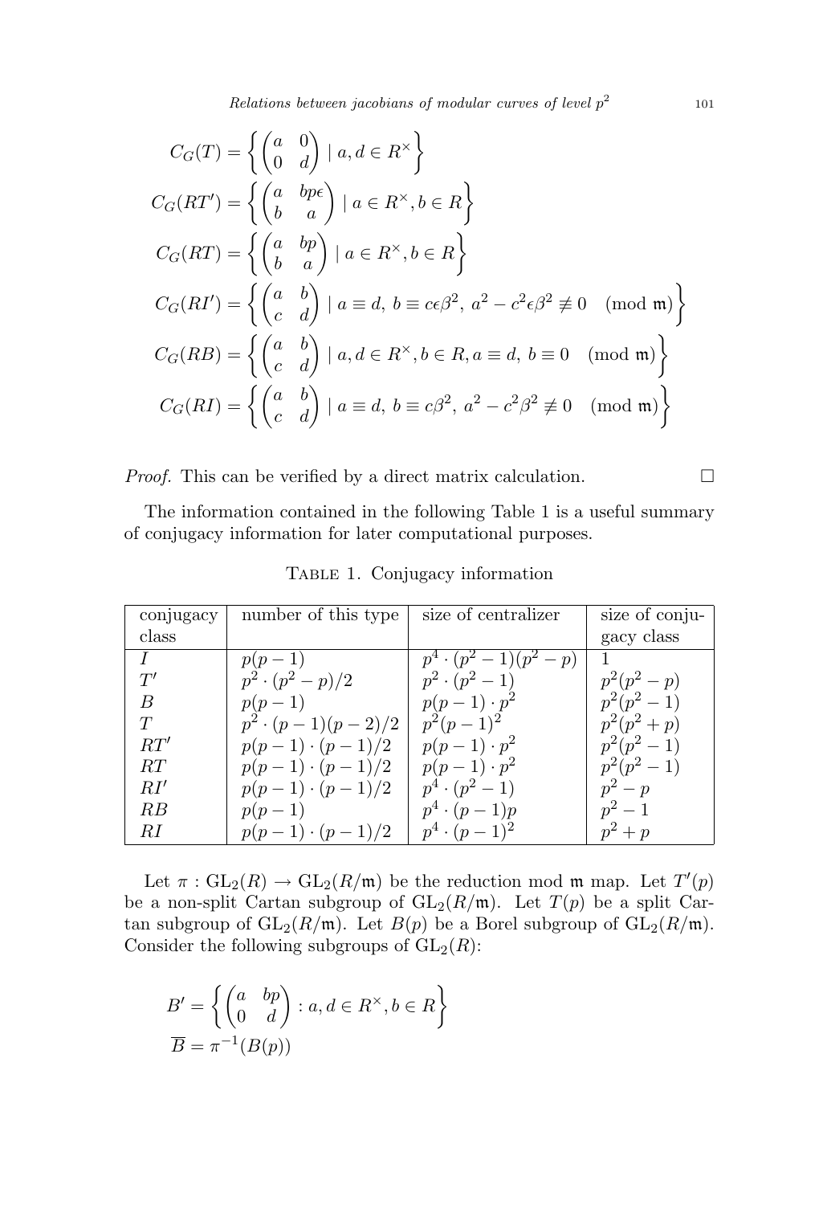$$
\begin{aligned}
C_G(T) &= \left\{ \begin{pmatrix} a & 0 \\ 0 & d \end{pmatrix} \mid a, d \in R^\times \right\} \\
C_G(RT') &= \left\{ \begin{pmatrix} a & bp\epsilon \\ b & a \end{pmatrix} \mid a \in R^\times, b \in R \right\} \\
C_G(RT) &= \left\{ \begin{pmatrix} a & bp \\ b & a \end{pmatrix} \mid a \in R^\times, b \in R \right\} \\
C_G(RI') &= \left\{ \begin{pmatrix} a & b \\ c & d \end{pmatrix} \mid a \equiv d,\ b \equiv c\epsilon\beta^2,\ a^2 - c^2\epsilon\beta^2 \not\equiv 0 \pmod{\mathfrak{m}} \right\} \\
C_G(RB) &= \left\{ \begin{pmatrix} a & b \\ c & d \end{pmatrix} \mid a, d \in R^\times, b \in R, a \equiv d,\ b \equiv 0 \pmod{\mathfrak{m}} \right\} \\
C_G(RI) &= \left\{ \begin{pmatrix} a & b \\ c & d \end{pmatrix} \mid a \equiv d,\ b \equiv c\beta^2,\ a^2 - c^2\beta^2 \not\equiv 0 \pmod{\mathfrak{m}} \right\}
\end{aligned}
$$

*Proof.* This can be verified by a direct matrix calculation. □

The information contained in the following Table 1 is a useful summary of conjugacy information for later computational purposes.

TABLE 1. Conjugacy information

| conjugacy class | number of this type | size of centralizer | size of conjugacy class |
|---|---|---|---|
| $I$ | $p(p-1)$ | $p^4 \cdot (p^2-1)(p^2-p)$ | $1$ |
| $T'$ | $p^2 \cdot (p^2-p)/2$ | $p^2 \cdot (p^2-1)$ | $p^2(p^2-p)$ |
| $B$ | $p(p-1)$ | $p(p-1) \cdot p^2$ | $p^2(p^2-1)$ |
| $T$ | $p^2 \cdot (p-1)(p-2)/2$ | $p^2(p-1)^2$ | $p^2(p^2+p)$ |
| $RT'$ | $p(p-1) \cdot (p-1)/2$ | $p(p-1) \cdot p^2$ | $p^2(p^2-1)$ |
| $RT$ | $p(p-1) \cdot (p-1)/2$ | $p(p-1) \cdot p^2$ | $p^2(p^2-1)$ |
| $RI'$ | $p(p-1) \cdot (p-1)/2$ | $p^4 \cdot (p^2-1)$ | $p^2-p$ |
| $RB$ | $p(p-1)$ | $p^4 \cdot (p-1)p$ | $p^2-1$ |
| $RI$ | $p(p-1) \cdot (p-1)/2$ | $p^4 \cdot (p-1)^2$ | $p^2+p$ |

Let $\pi : \mathrm{GL}_2(R) \to \mathrm{GL}_2(R/\mathfrak{m})$ be the reduction mod $\mathfrak{m}$ map. Let $T'(p)$ be a non-split Cartan subgroup of $\mathrm{GL}_2(R/\mathfrak{m})$. Let $T(p)$ be a split Cartan subgroup of $\mathrm{GL}_2(R/\mathfrak{m})$. Let $B(p)$ be a Borel subgroup of $\mathrm{GL}_2(R/\mathfrak{m})$. Consider the following subgroups of $\mathrm{GL}_2(R)$:

$$
\begin{aligned}
B' &= \left\{ \begin{pmatrix} a & bp \\ 0 & d \end{pmatrix} : a, d \in R^\times, b \in R \right\} \\
\overline{B} &= \pi^{-1}(B(p))
\end{aligned}
$$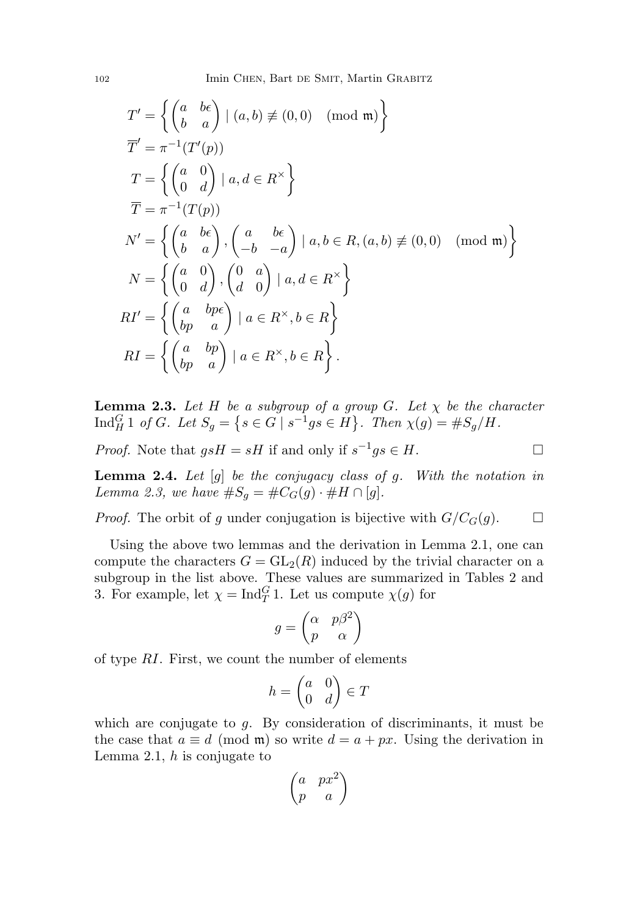$$T' = \left\{ \begin{pmatrix} a & b\epsilon \\ b & a \end{pmatrix} \mid (a,b) \not\equiv (0,0) \pmod{\mathfrak{m}} \right\}$$

$$\overline{T}' = \pi^{-1}(T'(p))$$

$$T = \left\{ \begin{pmatrix} a & 0 \\ 0 & d \end{pmatrix} \mid a, d \in R^\times \right\}$$

$$\overline{T} = \pi^{-1}(T(p))$$

$$N' = \left\{ \begin{pmatrix} a & b\epsilon \\ b & a \end{pmatrix}, \begin{pmatrix} a & b\epsilon \\ -b & -a \end{pmatrix} \mid a, b \in R, (a,b) \not\equiv (0,0) \pmod{\mathfrak{m}} \right\}$$

$$N = \left\{ \begin{pmatrix} a & 0 \\ 0 & d \end{pmatrix}, \begin{pmatrix} 0 & a \\ d & 0 \end{pmatrix} \mid a, d \in R^\times \right\}$$

$$RI' = \left\{ \begin{pmatrix} a & bp\epsilon \\ bp & a \end{pmatrix} \mid a \in R^\times, b \in R \right\}$$

$$RI = \left\{ \begin{pmatrix} a & bp \\ bp & a \end{pmatrix} \mid a \in R^\times, b \in R \right\}.$$

**Lemma 2.3.** *Let $H$ be a subgroup of a group $G$. Let $\chi$ be the character $\mathrm{Ind}_H^G 1$ of $G$. Let $S_g = \{ s \in G \mid s^{-1}gs \in H \}$. Then $\chi(g) = \#S_g/H$.*

*Proof.* Note that $gsH = sH$ if and only if $s^{-1}gs \in H$. $\square$

**Lemma 2.4.** *Let $[g]$ be the conjugacy class of $g$. With the notation in Lemma 2.3, we have $\#S_g = \#C_G(g) \cdot \#H \cap [g]$.*

*Proof.* The orbit of $g$ under conjugation is bijective with $G/C_G(g)$. $\square$

Using the above two lemmas and the derivation in Lemma 2.1, one can compute the characters $G = \mathrm{GL}_2(R)$ induced by the trivial character on a subgroup in the list above. These values are summarized in Tables 2 and 3. For example, let $\chi = \mathrm{Ind}_T^G 1$. Let us compute $\chi(g)$ for

$$g = \begin{pmatrix} \alpha & p\beta^2 \\ p & \alpha \end{pmatrix}$$

of type $RI$. First, we count the number of elements

$$h = \begin{pmatrix} a & 0 \\ 0 & d \end{pmatrix} \in T$$

which are conjugate to $g$. By consideration of discriminants, it must be the case that $a \equiv d \pmod{\mathfrak{m}}$ so write $d = a + px$. Using the derivation in Lemma 2.1, $h$ is conjugate to

$$\begin{pmatrix} a & px^2 \\ p & a \end{pmatrix}$$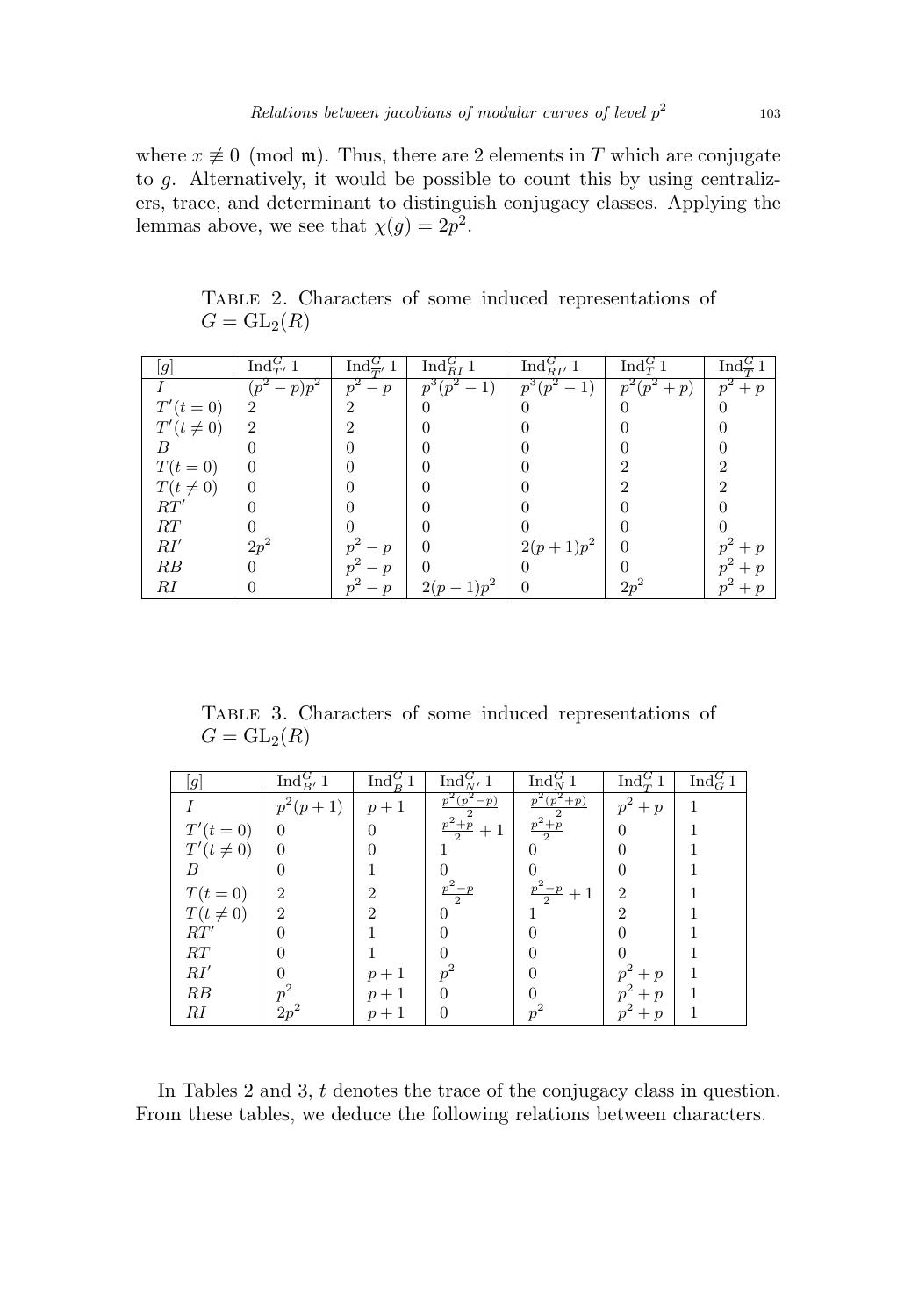where $x \not\equiv 0 \pmod{\mathfrak{m}}$. Thus, there are 2 elements in $T$ which are conjugate to $g$. Alternatively, it would be possible to count this by using centralizers, trace, and determinant to distinguish conjugacy classes. Applying the lemmas above, we see that $\chi(g) = 2p^2$.

Table 2. Characters of some induced representations of $G = \mathrm{GL}_2(R)$

| $[g]$ | $\mathrm{Ind}_{T'}^G 1$ | $\mathrm{Ind}_{\overline{T'}}^G 1$ | $\mathrm{Ind}_{RI}^G 1$ | $\mathrm{Ind}_{RI'}^G 1$ | $\mathrm{Ind}_T^G 1$ | $\mathrm{Ind}_{\overline{T}}^G 1$ |
|---|---|---|---|---|---|---|
| $I$ | $(p^2-p)p^2$ | $p^2-p$ | $p^3(p^2-1)$ | $p^3(p^2-1)$ | $p^2(p^2+p)$ | $p^2+p$ |
| $T'(t=0)$ | 2 | 2 | 0 | 0 | 0 | 0 |
| $T'(t \neq 0)$ | 2 | 2 | 0 | 0 | 0 | 0 |
| $B$ | 0 | 0 | 0 | 0 | 0 | 0 |
| $T(t=0)$ | 0 | 0 | 0 | 0 | 2 | 2 |
| $T(t \neq 0)$ | 0 | 0 | 0 | 0 | 2 | 2 |
| $RT'$ | 0 | 0 | 0 | 0 | 0 | 0 |
| $RT$ | 0 | 0 | 0 | 0 | 0 | 0 |
| $RI'$ | $2p^2$ | $p^2-p$ | 0 | $2(p+1)p^2$ | 0 | $p^2+p$ |
| $RB$ | 0 | $p^2-p$ | 0 | 0 | 0 | $p^2+p$ |
| $RI$ | 0 | $p^2-p$ | $2(p-1)p^2$ | 0 | $2p^2$ | $p^2+p$ |

Table 3. Characters of some induced representations of $G = \mathrm{GL}_2(R)$

| $[g]$ | $\mathrm{Ind}_{B'}^G 1$ | $\mathrm{Ind}_{\overline{B}}^G 1$ | $\mathrm{Ind}_{N'}^G 1$ | $\mathrm{Ind}_N^G 1$ | $\mathrm{Ind}_{\overline{T}}^G 1$ | $\mathrm{Ind}_G^G 1$ |
|---|---|---|---|---|---|---|
| $I$ | $p^2(p+1)$ | $p+1$ | $\frac{p^2(p^2-p)}{2}$ | $\frac{p^2(p^2+p)}{2}$ | $p^2+p$ | 1 |
| $T'(t=0)$ | 0 | 0 | $\frac{p^2+p}{2}+1$ | $\frac{p^2+p}{2}$ | 0 | 1 |
| $T'(t \neq 0)$ | 0 | 0 | 1 | 0 | 0 | 1 |
| $B$ | 0 | 1 | 0 | 0 | 0 | 1 |
| $T(t=0)$ | 2 | 2 | $\frac{p^2-p}{2}$ | $\frac{p^2-p}{2}+1$ | 2 | 1 |
| $T(t \neq 0)$ | 2 | 2 | 0 | 1 | 2 | 1 |
| $RT'$ | 0 | 1 | 0 | 0 | 0 | 1 |
| $RT$ | 0 | 1 | 0 | 0 | 0 | 1 |
| $RI'$ | 0 | $p+1$ | $p^2$ | 0 | $p^2+p$ | 1 |
| $RB$ | $p^2$ | $p+1$ | 0 | 0 | $p^2+p$ | 1 |
| $RI$ | $2p^2$ | $p+1$ | 0 | $p^2$ | $p^2+p$ | 1 |

In Tables 2 and 3, $t$ denotes the trace of the conjugacy class in question. From these tables, we deduce the following relations between characters.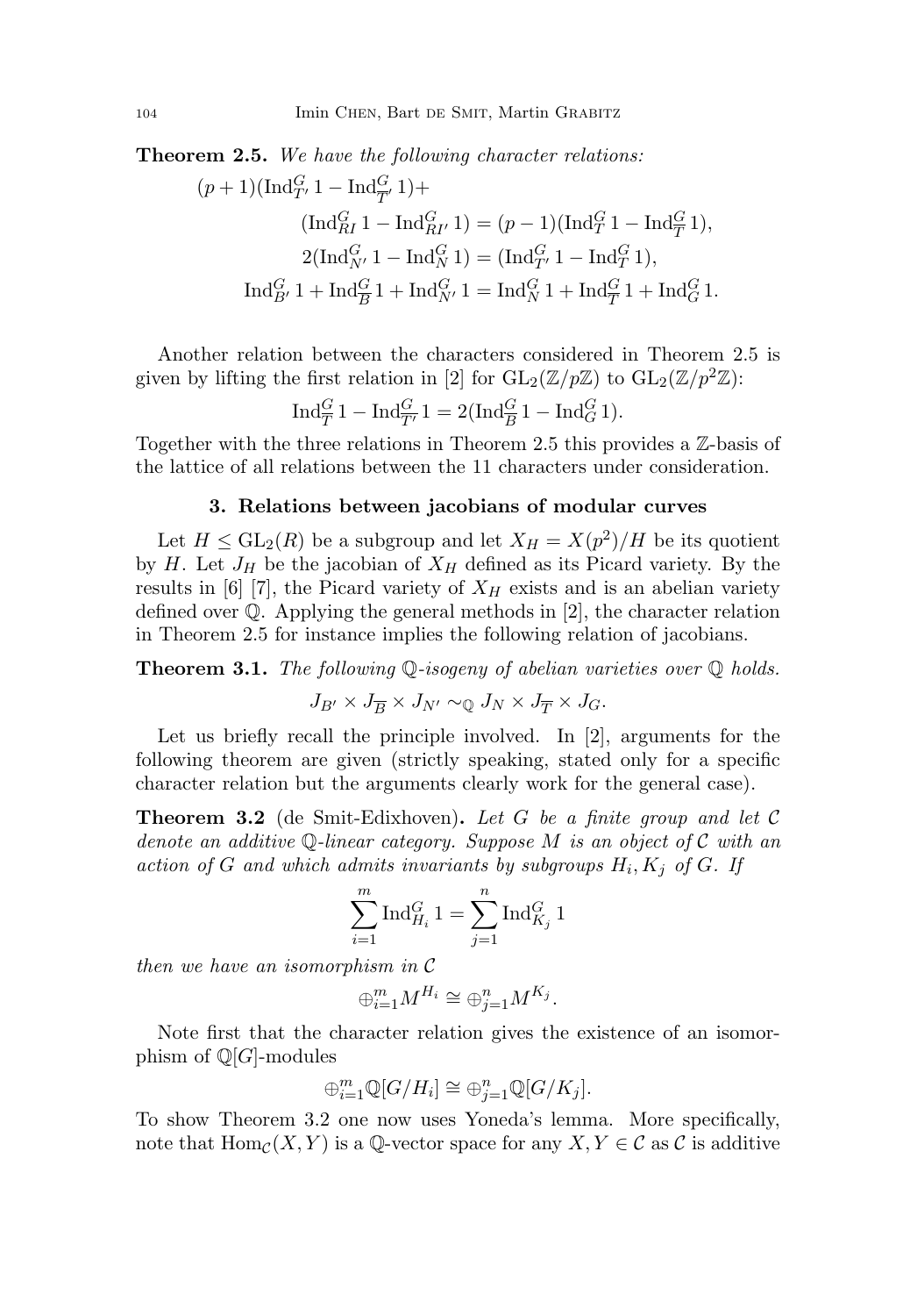**Theorem 2.5.** *We have the following character relations:*

$$
\begin{aligned}
(p+1)(\mathrm{Ind}_{T'}^G 1 - \mathrm{Ind}_{\overline{T'}}^G 1) + \\
(\mathrm{Ind}_{RI}^G 1 - \mathrm{Ind}_{RI'}^G 1) &= (p-1)(\mathrm{Ind}_T^G 1 - \mathrm{Ind}_{\overline{T}}^G 1), \\
2(\mathrm{Ind}_{N'}^G 1 - \mathrm{Ind}_N^G 1) &= (\mathrm{Ind}_{T'}^G 1 - \mathrm{Ind}_T^G 1), \\
\mathrm{Ind}_{B'}^G 1 + \mathrm{Ind}_{\overline{B}}^G 1 + \mathrm{Ind}_{N'}^G 1 &= \mathrm{Ind}_N^G 1 + \mathrm{Ind}_{\overline{T}}^G 1 + \mathrm{Ind}_G^G 1.
\end{aligned}
$$

Another relation between the characters considered in Theorem 2.5 is given by lifting the first relation in [2] for $\mathrm{GL}_2(\mathbb{Z}/p\mathbb{Z})$ to $\mathrm{GL}_2(\mathbb{Z}/p^2\mathbb{Z})$:

$$
\mathrm{Ind}_{\overline{T}}^G 1 - \mathrm{Ind}_{\overline{T'}}^G 1 = 2(\mathrm{Ind}_{\overline{B}}^G 1 - \mathrm{Ind}_G^G 1).
$$

Together with the three relations in Theorem 2.5 this provides a $\mathbb{Z}$-basis of the lattice of all relations between the 11 characters under consideration.

## 3. Relations between jacobians of modular curves

Let $H \leq \mathrm{GL}_2(R)$ be a subgroup and let $X_H = X(p^2)/H$ be its quotient by $H$. Let $J_H$ be the jacobian of $X_H$ defined as its Picard variety. By the results in [6] [7], the Picard variety of $X_H$ exists and is an abelian variety defined over $\mathbb{Q}$. Applying the general methods in [2], the character relation in Theorem 2.5 for instance implies the following relation of jacobians.

**Theorem 3.1.** *The following $\mathbb{Q}$-isogeny of abelian varieties over $\mathbb{Q}$ holds.*

$$
J_{B'} \times J_{\overline{B}} \times J_{N'} \sim_{\mathbb{Q}} J_N \times J_{\overline{T}} \times J_G.
$$

Let us briefly recall the principle involved. In [2], arguments for the following theorem are given (strictly speaking, stated only for a specific character relation but the arguments clearly work for the general case).

**Theorem 3.2** (de Smit-Edixhoven)**.** *Let $G$ be a finite group and let $\mathcal{C}$ denote an additive $\mathbb{Q}$-linear category. Suppose $M$ is an object of $\mathcal{C}$ with an action of $G$ and which admits invariants by subgroups $H_i, K_j$ of $G$. If*

$$
\sum_{i=1}^m \mathrm{Ind}_{H_i}^G 1 = \sum_{j=1}^n \mathrm{Ind}_{K_j}^G 1
$$

*then we have an isomorphism in $\mathcal{C}$*

$$
\oplus_{i=1}^m M^{H_i} \cong \oplus_{j=1}^n M^{K_j}.
$$

Note first that the character relation gives the existence of an isomorphism of $\mathbb{Q}[G]$-modules

$$
\oplus_{i=1}^m \mathbb{Q}[G/H_i] \cong \oplus_{j=1}^n \mathbb{Q}[G/K_j].
$$

To show Theorem 3.2 one now uses Yoneda's lemma. More specifically, note that $\mathrm{Hom}_{\mathcal{C}}(X, Y)$ is a $\mathbb{Q}$-vector space for any $X, Y \in \mathcal{C}$ as $\mathcal{C}$ is additive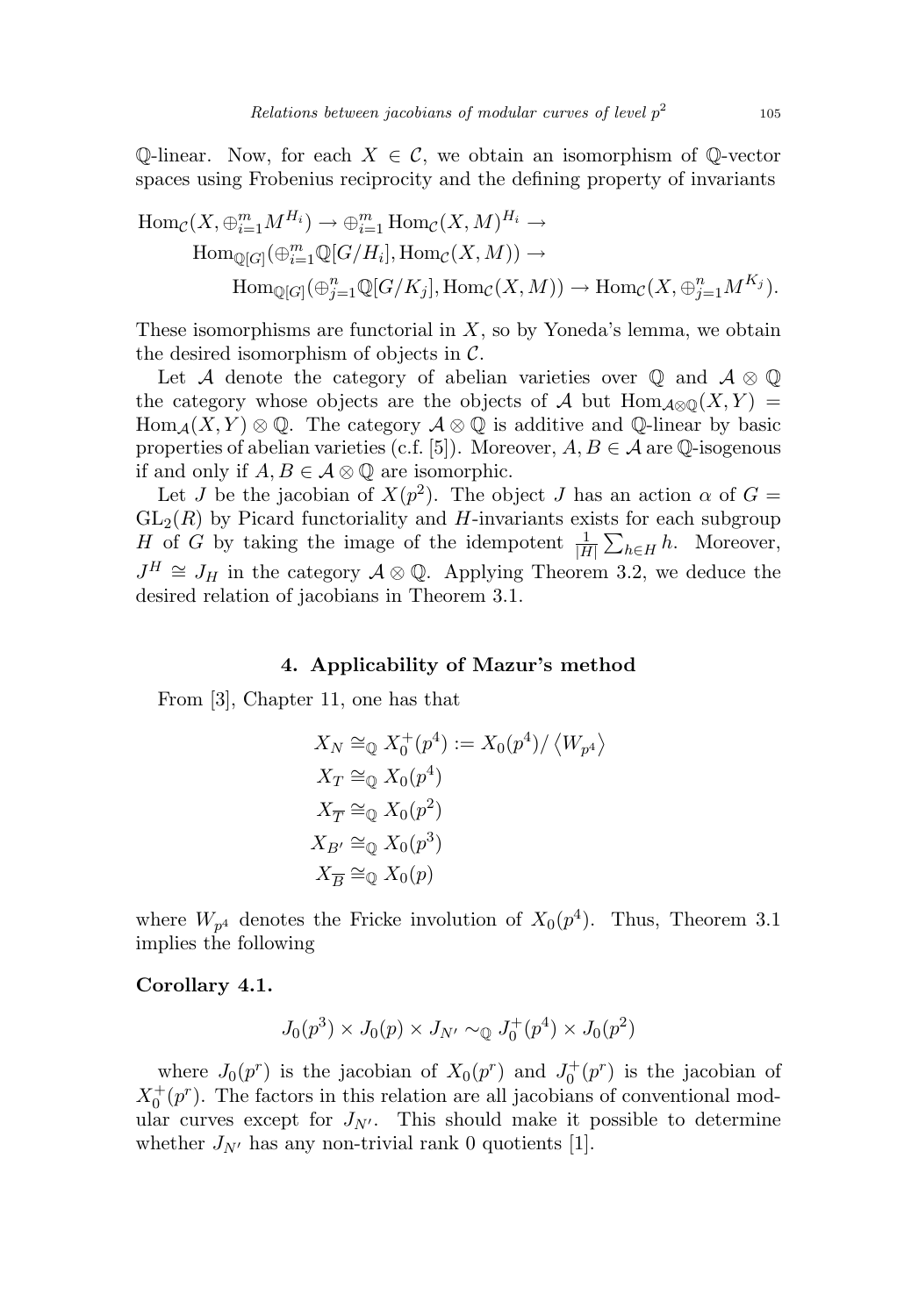$\mathbb{Q}$-linear. Now, for each $X \in \mathcal{C}$, we obtain an isomorphism of $\mathbb{Q}$-vector spaces using Frobenius reciprocity and the defining property of invariants

$$\begin{aligned}
\operatorname{Hom}_{\mathcal{C}}(X, \oplus_{i=1}^m M^{H_i}) &\to \oplus_{i=1}^m \operatorname{Hom}_{\mathcal{C}}(X, M)^{H_i} \to \\
&\operatorname{Hom}_{\mathbb{Q}[G]}(\oplus_{i=1}^m \mathbb{Q}[G/H_i], \operatorname{Hom}_{\mathcal{C}}(X, M)) \to \\
&\quad \operatorname{Hom}_{\mathbb{Q}[G]}(\oplus_{j=1}^n \mathbb{Q}[G/K_j], \operatorname{Hom}_{\mathcal{C}}(X, M)) \to \operatorname{Hom}_{\mathcal{C}}(X, \oplus_{j=1}^n M^{K_j}).
\end{aligned}$$

These isomorphisms are functorial in $X$, so by Yoneda's lemma, we obtain the desired isomorphism of objects in $\mathcal{C}$.

Let $\mathcal{A}$ denote the category of abelian varieties over $\mathbb{Q}$ and $\mathcal{A} \otimes \mathbb{Q}$ the category whose objects are the objects of $\mathcal{A}$ but $\operatorname{Hom}_{\mathcal{A}\otimes\mathbb{Q}}(X, Y) = \operatorname{Hom}_{\mathcal{A}}(X, Y) \otimes \mathbb{Q}$. The category $\mathcal{A} \otimes \mathbb{Q}$ is additive and $\mathbb{Q}$-linear by basic properties of abelian varieties (c.f. [5]). Moreover, $A, B \in \mathcal{A}$ are $\mathbb{Q}$-isogenous if and only if $A, B \in \mathcal{A} \otimes \mathbb{Q}$ are isomorphic.

Let $J$ be the jacobian of $X(p^2)$. The object $J$ has an action $\alpha$ of $G = \mathrm{GL}_2(R)$ by Picard functoriality and $H$-invariants exists for each subgroup $H$ of $G$ by taking the image of the idempotent $\frac{1}{|H|}\sum_{h\in H} h$. Moreover, $J^H \cong J_H$ in the category $\mathcal{A} \otimes \mathbb{Q}$. Applying Theorem 3.2, we deduce the desired relation of jacobians in Theorem 3.1.

## 4. Applicability of Mazur's method

From [3], Chapter 11, one has that

$$\begin{aligned}
X_N &\cong_{\mathbb{Q}} X_0^+(p^4) := X_0(p^4)/\left\langle W_{p^4} \right\rangle \\
X_T &\cong_{\mathbb{Q}} X_0(p^4) \\
X_{\overline{T}} &\cong_{\mathbb{Q}} X_0(p^2) \\
X_{B'} &\cong_{\mathbb{Q}} X_0(p^3) \\
X_{\overline{B}} &\cong_{\mathbb{Q}} X_0(p)
\end{aligned}$$

where $W_{p^4}$ denotes the Fricke involution of $X_0(p^4)$. Thus, Theorem 3.1 implies the following

**Corollary 4.1.**

$$J_0(p^3) \times J_0(p) \times J_{N'} \sim_{\mathbb{Q}} J_0^+(p^4) \times J_0(p^2)$$

where $J_0(p^r)$ is the jacobian of $X_0(p^r)$ and $J_0^+(p^r)$ is the jacobian of $X_0^+(p^r)$. The factors in this relation are all jacobians of conventional modular curves except for $J_{N'}$. This should make it possible to determine whether $J_{N'}$ has any non-trivial rank 0 quotients [1].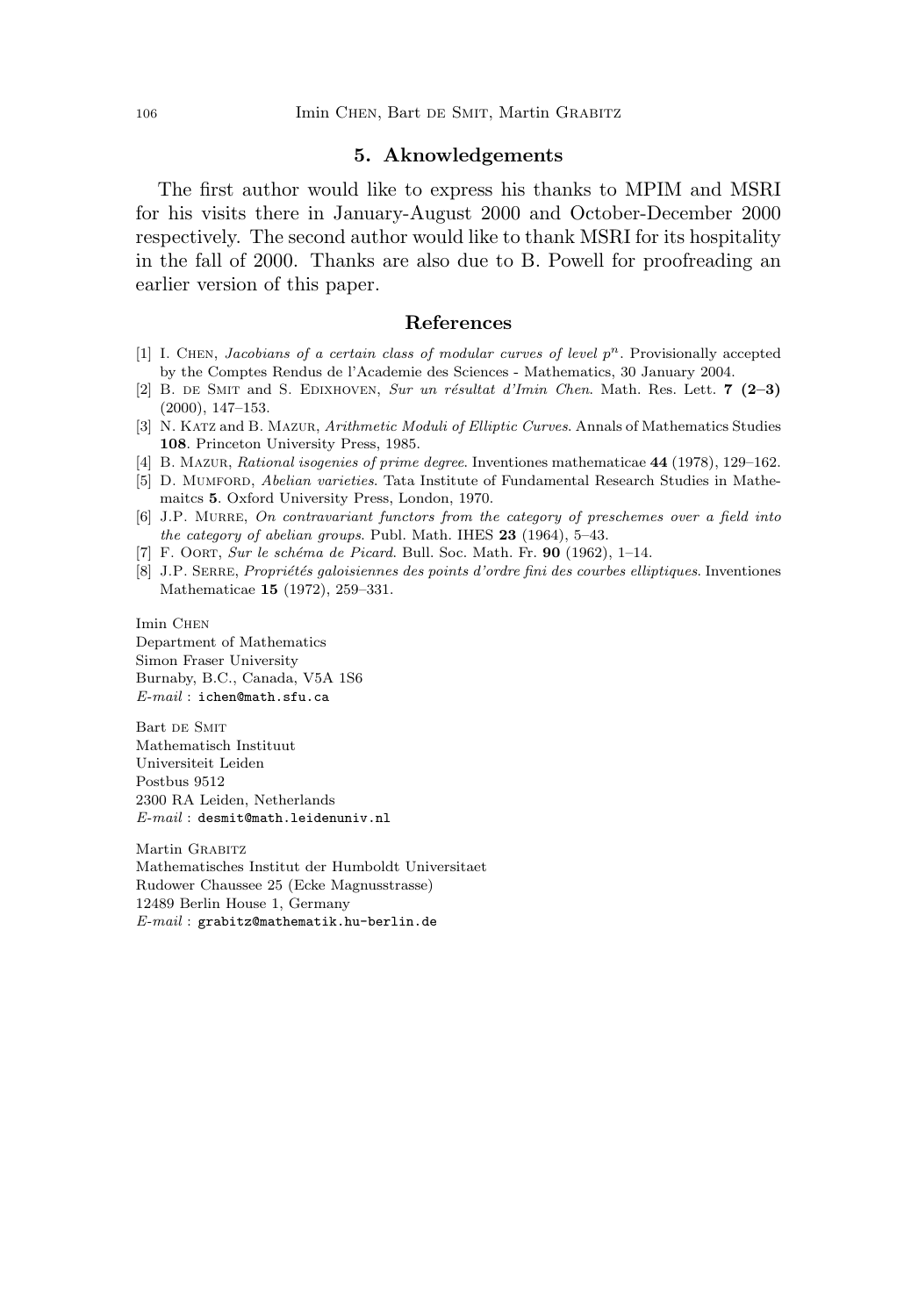## 5. Aknowledgements

The first author would like to express his thanks to MPIM and MSRI for his visits there in January-August 2000 and October-December 2000 respectively. The second author would like to thank MSRI for its hospitality in the fall of 2000. Thanks are also due to B. Powell for proofreading an earlier version of this paper.

## References

[1] I. Chen, *Jacobians of a certain class of modular curves of level $p^n$*. Provisionally accepted by the Comptes Rendus de l'Academie des Sciences - Mathematics, 30 January 2004.

[2] B. de Smit and S. Edixhoven, *Sur un résultat d'Imin Chen*. Math. Res. Lett. **7 (2–3)** (2000), 147–153.

[3] N. Katz and B. Mazur, *Arithmetic Moduli of Elliptic Curves*. Annals of Mathematics Studies **108**. Princeton University Press, 1985.

[4] B. Mazur, *Rational isogenies of prime degree*. Inventiones mathematicae **44** (1978), 129–162.

[5] D. Mumford, *Abelian varieties*. Tata Institute of Fundamental Research Studies in Mathemaitcs **5**. Oxford University Press, London, 1970.

[6] J.P. Murre, *On contravariant functors from the category of preschemes over a field into the category of abelian groups*. Publ. Math. IHES **23** (1964), 5–43.

[7] F. Oort, *Sur le schéma de Picard*. Bull. Soc. Math. Fr. **90** (1962), 1–14.

[8] J.P. Serre, *Propriétés galoisiennes des points d'ordre fini des courbes elliptiques*. Inventiones Mathematicae **15** (1972), 259–331.

Imin Chen
Department of Mathematics
Simon Fraser University
Burnaby, B.C., Canada, V5A 1S6
*E-mail* : ichen@math.sfu.ca

Bart de Smit
Mathematisch Instituut
Universiteit Leiden
Postbus 9512
2300 RA Leiden, Netherlands
*E-mail* : desmit@math.leidenuniv.nl

Martin Grabitz
Mathematisches Institut der Humboldt Universitaet
Rudower Chaussee 25 (Ecke Magnusstrasse)
12489 Berlin House 1, Germany
*E-mail* : grabitz@mathematik.hu-berlin.de